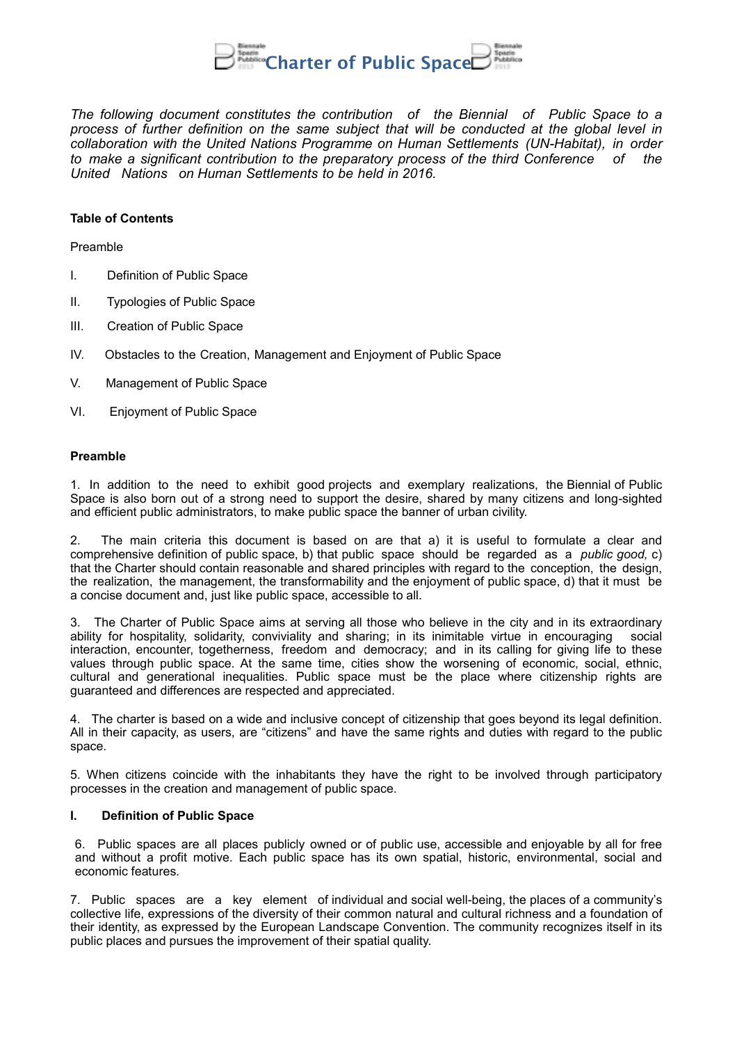# Charter of Public Space

*The following document constitutes the contribution of the Biennial of Public Space to a process of further definition on the same subject that will be conducted at the global level in collaboration with the United Nations Programme on Human Settlements (UN-Habitat), in order to make a significant contribution to the preparatory process of the third Conference of the United Nations on Human Settlements to be held in 2016.*

**Table of Contents**

Preamble

I. Definition of Public Space

II. Typologies of Public Space

III. Creation of Public Space

IV. Obstacles to the Creation, Management and Enjoyment of Public Space

V. Management of Public Space

VI. Enjoyment of Public Space

## Preamble

1. In addition to the need to exhibit good projects and exemplary realizations, the Biennial of Public Space is also born out of a strong need to support the desire, shared by many citizens and long-sighted and efficient public administrators, to make public space the banner of urban civility.

2. The main criteria this document is based on are that a) it is useful to formulate a clear and comprehensive definition of public space, b) that public space should be regarded as a *public good,* c) that the Charter should contain reasonable and shared principles with regard to the conception, the design, the realization, the management, the transformability and the enjoyment of public space, d) that it must be a concise document and, just like public space, accessible to all.

3. The Charter of Public Space aims at serving all those who believe in the city and in its extraordinary ability for hospitality, solidarity, conviviality and sharing; in its inimitable virtue in encouraging social interaction, encounter, togetherness, freedom and democracy; and in its calling for giving life to these values through public space. At the same time, cities show the worsening of economic, social, ethnic, cultural and generational inequalities. Public space must be the place where citizenship rights are guaranteed and differences are respected and appreciated.

4. The charter is based on a wide and inclusive concept of citizenship that goes beyond its legal definition. All in their capacity, as users, are “citizens” and have the same rights and duties with regard to the public space.

5. When citizens coincide with the inhabitants they have the right to be involved through participatory processes in the creation and management of public space.

## I. Definition of Public Space

6. Public spaces are all places publicly owned or of public use, accessible and enjoyable by all for free and without a profit motive. Each public space has its own spatial, historic, environmental, social and economic features.

7. Public spaces are a key element of individual and social well-being, the places of a community’s collective life, expressions of the diversity of their common natural and cultural richness and a foundation of their identity, as expressed by the European Landscape Convention. The community recognizes itself in its public places and pursues the improvement of their spatial quality.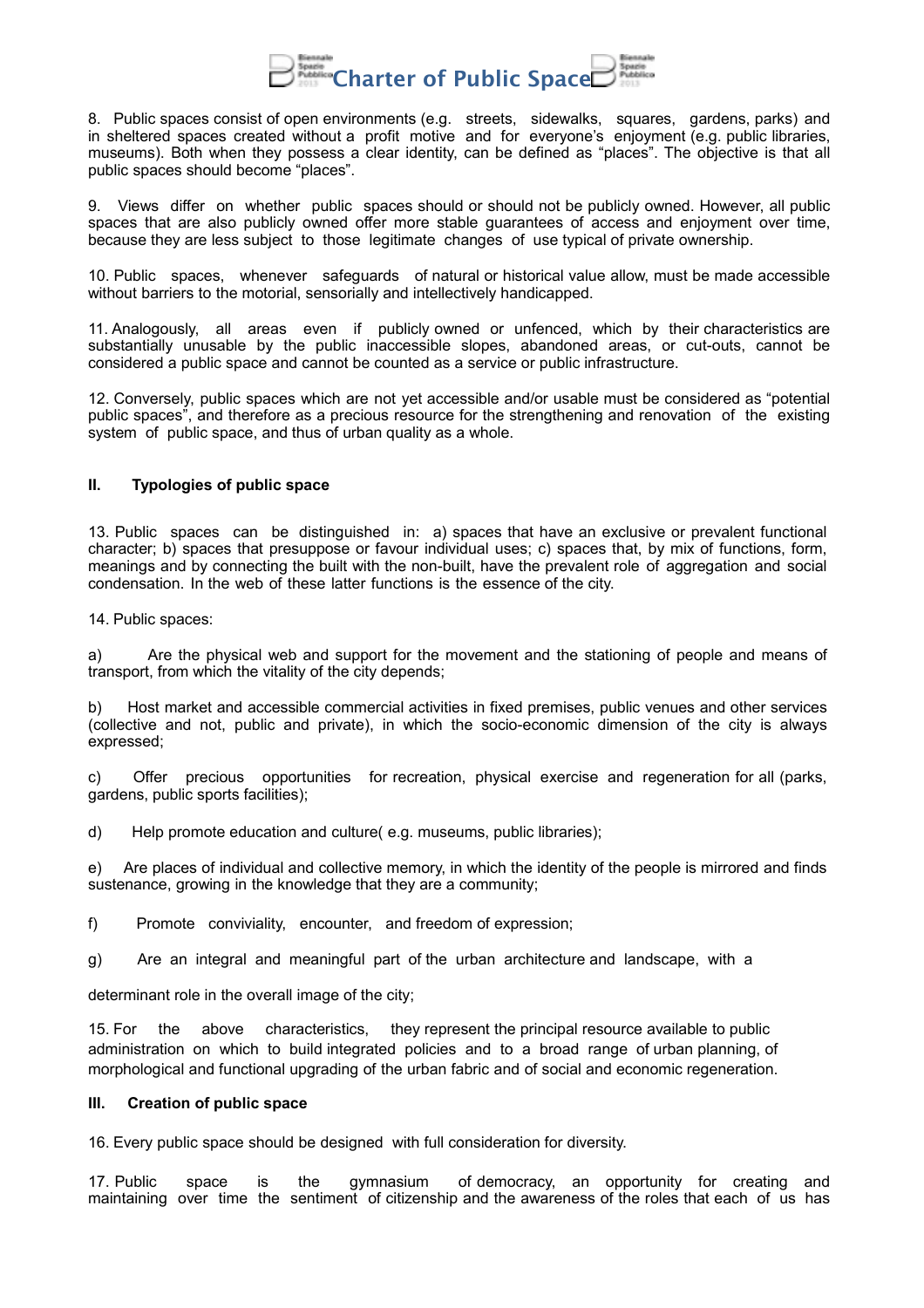8. Public spaces consist of open environments (e.g. streets, sidewalks, squares, gardens, parks) and in sheltered spaces created without a profit motive and for everyone's enjoyment (e.g. public libraries, museums). Both when they possess a clear identity, can be defined as "places". The objective is that all public spaces should become "places".

9. Views differ on whether public spaces should or should not be publicly owned. However, all public spaces that are also publicly owned offer more stable guarantees of access and enjoyment over time, because they are less subject to those legitimate changes of use typical of private ownership.

10. Public spaces, whenever safeguards of natural or historical value allow, must be made accessible without barriers to the motorial, sensorially and intellectively handicapped.

11. Analogously, all areas even if publicly owned or unfenced, which by their characteristics are substantially unusable by the public inaccessible slopes, abandoned areas, or cut-outs, cannot be considered a public space and cannot be counted as a service or public infrastructure.

12. Conversely, public spaces which are not yet accessible and/or usable must be considered as "potential public spaces", and therefore as a precious resource for the strengthening and renovation of the existing system of public space, and thus of urban quality as a whole.

## II. Typologies of public space

13. Public spaces can be distinguished in: a) spaces that have an exclusive or prevalent functional character; b) spaces that presuppose or favour individual uses; c) spaces that, by mix of functions, form, meanings and by connecting the built with the non-built, have the prevalent role of aggregation and social condensation. In the web of these latter functions is the essence of the city.

14. Public spaces:

a) Are the physical web and support for the movement and the stationing of people and means of transport, from which the vitality of the city depends;

b) Host market and accessible commercial activities in fixed premises, public venues and other services (collective and not, public and private), in which the socio-economic dimension of the city is always expressed;

c) Offer precious opportunities for recreation, physical exercise and regeneration for all (parks, gardens, public sports facilities);

d) Help promote education and culture( e.g. museums, public libraries);

e) Are places of individual and collective memory, in which the identity of the people is mirrored and finds sustenance, growing in the knowledge that they are a community;

f) Promote conviviality, encounter, and freedom of expression;

g) Are an integral and meaningful part of the urban architecture and landscape, with a determinant role in the overall image of the city;

15. For the above characteristics, they represent the principal resource available to public administration on which to build integrated policies and to a broad range of urban planning, of morphological and functional upgrading of the urban fabric and of social and economic regeneration.

## III. Creation of public space

16. Every public space should be designed with full consideration for diversity.

17. Public space is the gymnasium of democracy, an opportunity for creating and maintaining over time the sentiment of citizenship and the awareness of the roles that each of us has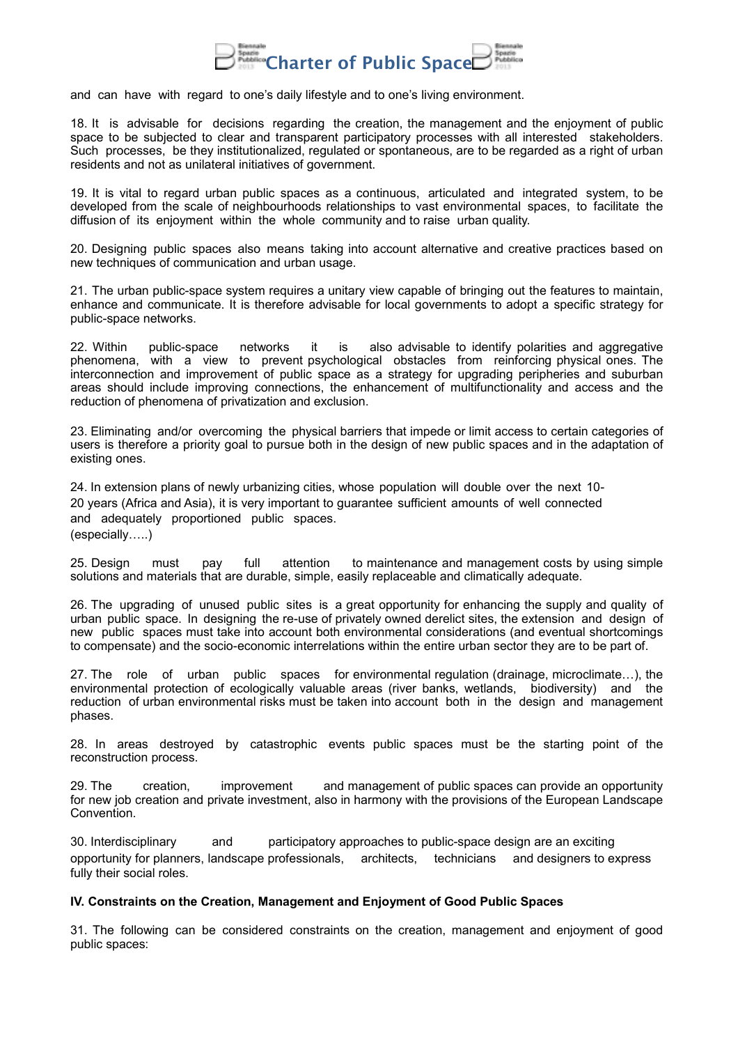and can have with regard to one's daily lifestyle and to one's living environment.

18. It is advisable for decisions regarding the creation, the management and the enjoyment of public space to be subjected to clear and transparent participatory processes with all interested stakeholders. Such processes, be they institutionalized, regulated or spontaneous, are to be regarded as a right of urban residents and not as unilateral initiatives of government.

19. It is vital to regard urban public spaces as a continuous, articulated and integrated system, to be developed from the scale of neighbourhoods relationships to vast environmental spaces, to facilitate the diffusion of its enjoyment within the whole community and to raise urban quality.

20. Designing public spaces also means taking into account alternative and creative practices based on new techniques of communication and urban usage.

21. The urban public-space system requires a unitary view capable of bringing out the features to maintain, enhance and communicate. It is therefore advisable for local governments to adopt a specific strategy for public-space networks.

22. Within public-space networks it is also advisable to identify polarities and aggregative phenomena, with a view to prevent psychological obstacles from reinforcing physical ones. The interconnection and improvement of public space as a strategy for upgrading peripheries and suburban areas should include improving connections, the enhancement of multifunctionality and access and the reduction of phenomena of privatization and exclusion.

23. Eliminating and/or overcoming the physical barriers that impede or limit access to certain categories of users is therefore a priority goal to pursue both in the design of new public spaces and in the adaptation of existing ones.

24. In extension plans of newly urbanizing cities, whose population will double over the next 10-20 years (Africa and Asia), it is very important to guarantee sufficient amounts of well connected and adequately proportioned public spaces.
(especially…..)

25. Design must pay full attention to maintenance and management costs by using simple solutions and materials that are durable, simple, easily replaceable and climatically adequate.

26. The upgrading of unused public sites is a great opportunity for enhancing the supply and quality of urban public space. In designing the re-use of privately owned derelict sites, the extension and design of new public spaces must take into account both environmental considerations (and eventual shortcomings to compensate) and the socio-economic interrelations within the entire urban sector they are to be part of.

27. The role of urban public spaces for environmental regulation (drainage, microclimate…), the environmental protection of ecologically valuable areas (river banks, wetlands, biodiversity) and the reduction of urban environmental risks must be taken into account both in the design and management phases.

28. In areas destroyed by catastrophic events public spaces must be the starting point of the reconstruction process.

29. The creation, improvement and management of public spaces can provide an opportunity for new job creation and private investment, also in harmony with the provisions of the European Landscape Convention.

30. Interdisciplinary and participatory approaches to public-space design are an exciting opportunity for planners, landscape professionals, architects, technicians and designers to express fully their social roles.

**IV. Constraints on the Creation, Management and Enjoyment of Good Public Spaces**

31. The following can be considered constraints on the creation, management and enjoyment of good public spaces: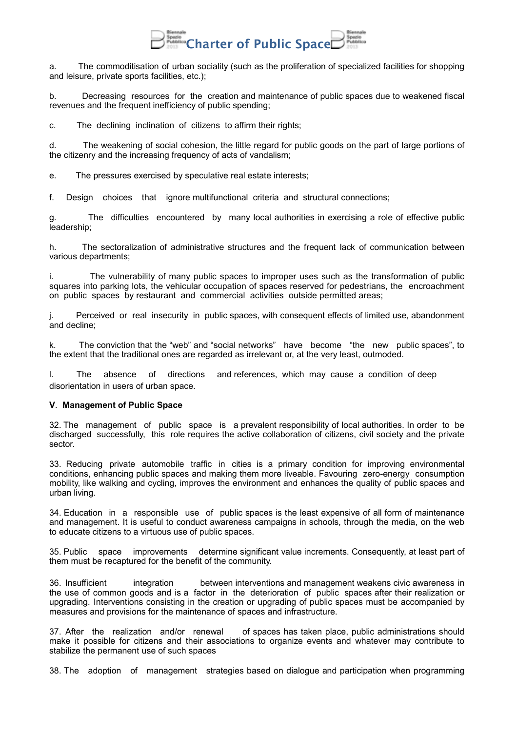a. The commoditisation of urban sociality (such as the proliferation of specialized facilities for shopping and leisure, private sports facilities, etc.);

b. Decreasing resources for the creation and maintenance of public spaces due to weakened fiscal revenues and the frequent inefficiency of public spending;

c. The declining inclination of citizens to affirm their rights;

d. The weakening of social cohesion, the little regard for public goods on the part of large portions of the citizenry and the increasing frequency of acts of vandalism;

e. The pressures exercised by speculative real estate interests;

f. Design choices that ignore multifunctional criteria and structural connections;

g. The difficulties encountered by many local authorities in exercising a role of effective public leadership;

h. The sectoralization of administrative structures and the frequent lack of communication between various departments;

i. The vulnerability of many public spaces to improper uses such as the transformation of public squares into parking lots, the vehicular occupation of spaces reserved for pedestrians, the encroachment on public spaces by restaurant and commercial activities outside permitted areas;

j. Perceived or real insecurity in public spaces, with consequent effects of limited use, abandonment and decline;

k. The conviction that the "web" and "social networks" have become "the new public spaces", to the extent that the traditional ones are regarded as irrelevant or, at the very least, outmoded.

l. The absence of directions and references, which may cause a condition of deep disorientation in users of urban space.

**V**. **Management of Public Space**

32. The management of public space is a prevalent responsibility of local authorities. In order to be discharged successfully, this role requires the active collaboration of citizens, civil society and the private sector.

33. Reducing private automobile traffic in cities is a primary condition for improving environmental conditions, enhancing public spaces and making them more liveable. Favouring zero-energy consumption mobility, like walking and cycling, improves the environment and enhances the quality of public spaces and urban living.

34. Education in a responsible use of public spaces is the least expensive of all form of maintenance and management. It is useful to conduct awareness campaigns in schools, through the media, on the web to educate citizens to a virtuous use of public spaces.

35. Public space improvements determine significant value increments. Consequently, at least part of them must be recaptured for the benefit of the community.

36. Insufficient integration between interventions and management weakens civic awareness in the use of common goods and is a factor in the deterioration of public spaces after their realization or upgrading. Interventions consisting in the creation or upgrading of public spaces must be accompanied by measures and provisions for the maintenance of spaces and infrastructure.

37. After the realization and/or renewal of spaces has taken place, public administrations should make it possible for citizens and their associations to organize events and whatever may contribute to stabilize the permanent use of such spaces

38. The adoption of management strategies based on dialogue and participation when programming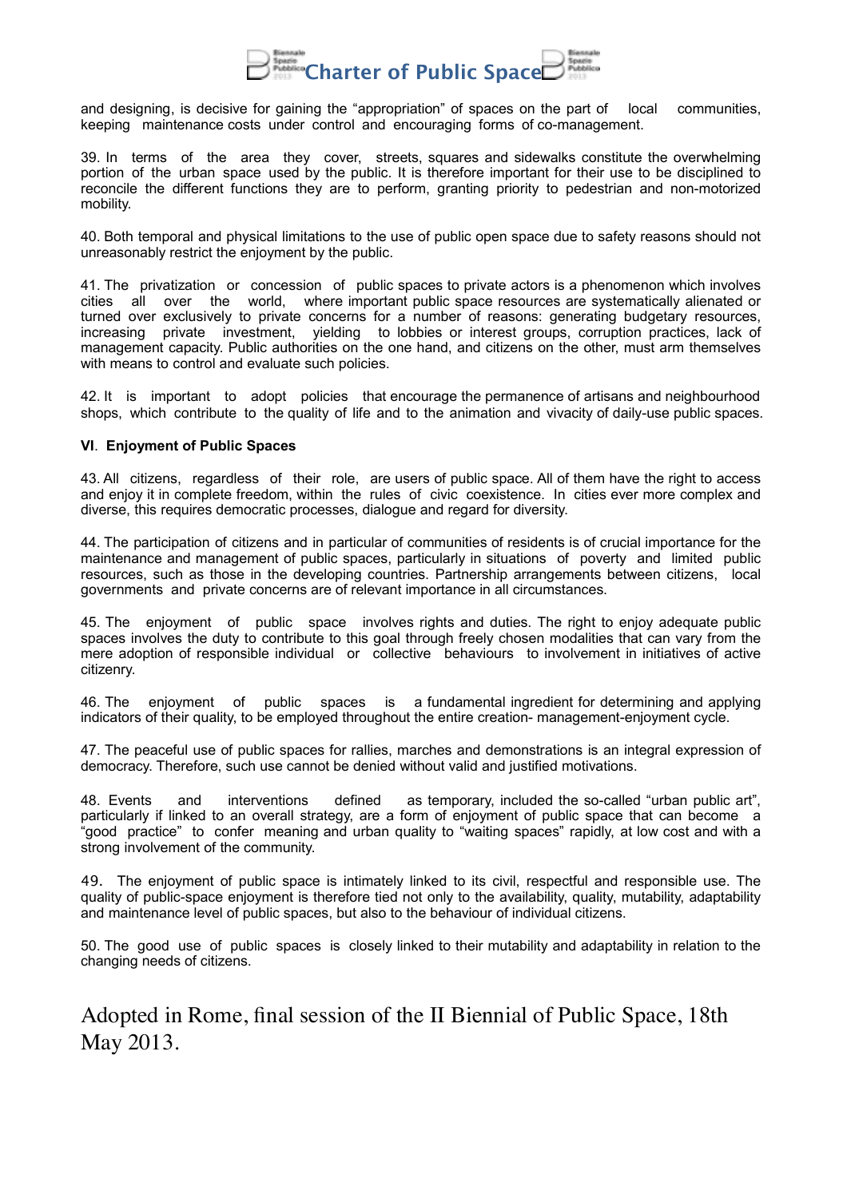and designing, is decisive for gaining the "appropriation" of spaces on the part of local communities, keeping maintenance costs under control and encouraging forms of co-management.

39. In terms of the area they cover, streets, squares and sidewalks constitute the overwhelming portion of the urban space used by the public. It is therefore important for their use to be disciplined to reconcile the different functions they are to perform, granting priority to pedestrian and non-motorized mobility.

40. Both temporal and physical limitations to the use of public open space due to safety reasons should not unreasonably restrict the enjoyment by the public.

41. The privatization or concession of public spaces to private actors is a phenomenon which involves cities all over the world, where important public space resources are systematically alienated or turned over exclusively to private concerns for a number of reasons: generating budgetary resources, increasing private investment, yielding to lobbies or interest groups, corruption practices, lack of management capacity. Public authorities on the one hand, and citizens on the other, must arm themselves with means to control and evaluate such policies.

42. It is important to adopt policies that encourage the permanence of artisans and neighbourhood shops, which contribute to the quality of life and to the animation and vivacity of daily-use public spaces.

### VI. Enjoyment of Public Spaces

43. All citizens, regardless of their role, are users of public space. All of them have the right to access and enjoy it in complete freedom, within the rules of civic coexistence. In cities ever more complex and diverse, this requires democratic processes, dialogue and regard for diversity.

44. The participation of citizens and in particular of communities of residents is of crucial importance for the maintenance and management of public spaces, particularly in situations of poverty and limited public resources, such as those in the developing countries. Partnership arrangements between citizens, local governments and private concerns are of relevant importance in all circumstances.

45. The enjoyment of public space involves rights and duties. The right to enjoy adequate public spaces involves the duty to contribute to this goal through freely chosen modalities that can vary from the mere adoption of responsible individual or collective behaviours to involvement in initiatives of active citizenry.

46. The enjoyment of public spaces is a fundamental ingredient for determining and applying indicators of their quality, to be employed throughout the entire creation- management-enjoyment cycle.

47. The peaceful use of public spaces for rallies, marches and demonstrations is an integral expression of democracy. Therefore, such use cannot be denied without valid and justified motivations.

48. Events and interventions defined as temporary, included the so-called "urban public art", particularly if linked to an overall strategy, are a form of enjoyment of public space that can become a "good practice" to confer meaning and urban quality to "waiting spaces" rapidly, at low cost and with a strong involvement of the community.

49. The enjoyment of public space is intimately linked to its civil, respectful and responsible use. The quality of public-space enjoyment is therefore tied not only to the availability, quality, mutability, adaptability and maintenance level of public spaces, but also to the behaviour of individual citizens.

50. The good use of public spaces is closely linked to their mutability and adaptability in relation to the changing needs of citizens.

Adopted in Rome, final session of the II Biennial of Public Space, 18th May 2013.